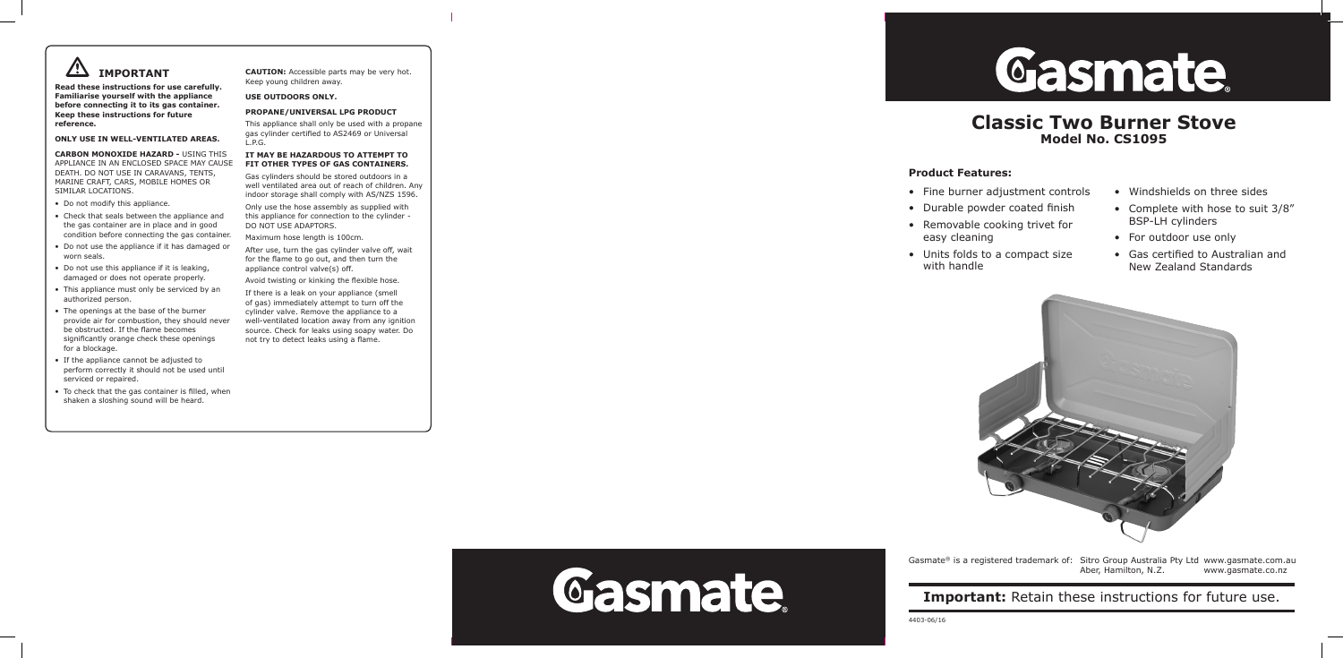## ⚠ IMPORTANT

**Read these instructions for use carefully. Familiarise yourself with the appliance before connecting it to its gas container. Keep these instructions for future reference.**

**ONLY USE IN WELL-VENTILATED AREAS.**

**CARBON MONOXIDE HAZARD -** USING THIS APPLIANCE IN AN ENCLOSED SPACE MAY CAUSE DEATH. DO NOT USE IN CARAVANS, TENTS, MARINE CRAFT, CARS, MOBILE HOMES OR SIMILAR LOCATIONS.

- Do not modify this appliance.
- Check that seals between the appliance and the gas container are in place and in good condition before connecting the gas container.
- Do not use the appliance if it has damaged or worn seals.
- Do not use this appliance if it is leaking, damaged or does not operate properly.
- This appliance must only be serviced by an authorized person.
- The openings at the base of the burner provide air for combustion, they should never be obstructed. If the flame becomes significantly orange check these openings for a blockage.
- If the appliance cannot be adjusted to perform correctly it should not be used until serviced or repaired.
- To check that the gas container is filled, when shaken a sloshing sound will be heard.

**CAUTION:** Accessible parts may be very hot. Keep young children away.

**USE OUTDOORS ONLY.**

**PROPANE/UNIVERSAL LPG PRODUCT**

This appliance shall only be used with a propane gas cylinder certified to AS2469 or Universal L.P.G.

**IT MAY BE HAZARDOUS TO ATTEMPT TO FIT OTHER TYPES OF GAS CONTAINERS.**

Gas cylinders should be stored outdoors in a well ventilated area out of reach of children. Any indoor storage shall comply with AS/NZS 1596.

Only use the hose assembly as supplied with this appliance for connection to the cylinder - DO NOT USE ADAPTORS.

Maximum hose length is 100cm.

After use, turn the gas cylinder valve off, wait for the flame to go out, and then turn the appliance control valve(s) off.

Avoid twisting or kinking the flexible hose.

If there is a leak on your appliance (smell of gas) immediately attempt to turn off the cylinder valve. Remove the appliance to a well-ventilated location away from any ignition source. Check for leaks using soapy water. Do not try to detect leaks using a flame.

Gasmate

# Gasmate

# Classic Two Burner Stove

## Model No. CS1095

### Product Features:

- Fine burner adjustment controls
- Durable powder coated finish
- Removable cooking trivet for easy cleaning
- Units folds to a compact size with handle
- Windshields on three sides
- Complete with hose to suit 3/8" BSP-LH cylinders
- For outdoor use only
- Gas certified to Australian and New Zealand Standards

Gasmate® is a registered trademark of: Sitro Group Australia Pty Ltd www.gasmate.com.au
Aber, Hamilton, N.Z. www.gasmate.co.nz

**Important:** Retain these instructions for future use.

4403-06/16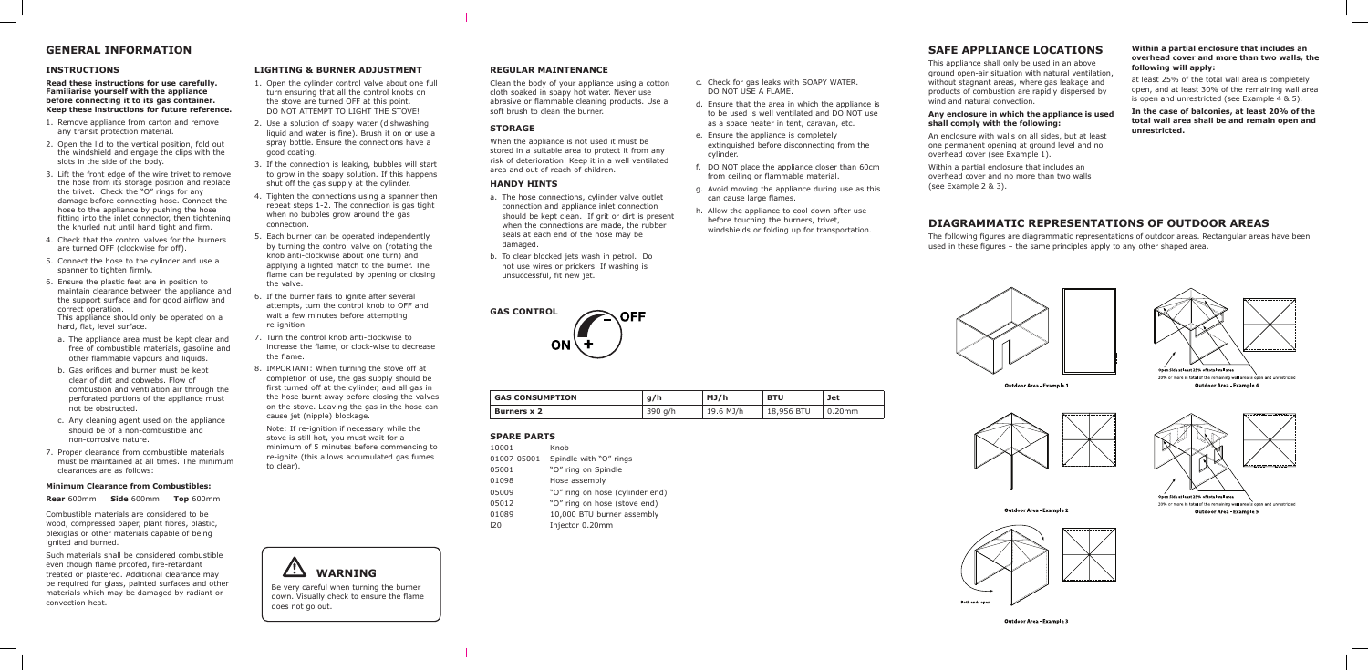## GENERAL INFORMATION

### INSTRUCTIONS

**Read these instructions for use carefully. Familiarise yourself with the appliance before connecting it to its gas container. Keep these instructions for future reference.**

1. Remove appliance from carton and remove any transit protection material.
2. Open the lid to the vertical position, fold out the windshield and engage the clips with the slots in the side of the body.
3. Lift the front edge of the wire trivet to remove the hose from its storage position and replace the trivet. Check the "O" rings for any damage before connecting hose. Connect the hose to the appliance by pushing the hose fitting into the inlet connector, then tightening the knurled nut until hand tight and firm.
4. Check that the control valves for the burners are turned OFF (clockwise for off).
5. Connect the hose to the cylinder and use a spanner to tighten firmly.
6. Ensure the plastic feet are in position to maintain clearance between the appliance and the support surface and for good airflow and correct operation.
   This appliance should only be operated on a hard, flat, level surface.
   a. The appliance area must be kept clear and free of combustible materials, gasoline and other flammable vapours and liquids.
   b. Gas orifices and burner must be kept clear of dirt and cobwebs. Flow of combustion and ventilation air through the perforated portions of the appliance must not be obstructed.
   c. Any cleaning agent used on the appliance should be of a non-combustible and non-corrosive nature.
7. Proper clearance from combustible materials must be maintained at all times. The minimum clearances are as follows:

**Minimum Clearance from Combustibles:**

**Rear** 600mm **Side** 600mm **Top** 600mm

Combustible materials are considered to be wood, compressed paper, plant fibres, plastic, plexiglas or other materials capable of being ignited and burned.

Such materials shall be considered combustible even though flame proofed, fire-retardant treated or plastered. Additional clearance may be required for glass, painted surfaces and other materials which may be damaged by radiant or convection heat.

### LIGHTING & BURNER ADJUSTMENT

1. Open the cylinder control valve about one full turn ensuring that all the control knobs on the stove are turned OFF at this point. DO NOT ATTEMPT TO LIGHT THE STOVE!
2. Use a solution of soapy water (dishwashing liquid and water is fine). Brush it on or use a spray bottle. Ensure the connections have a good coating.
3. If the connection is leaking, bubbles will start to grow in the soapy solution. If this happens shut off the gas supply at the cylinder.
4. Tighten the connections using a spanner then repeat steps 1-2. The connection is gas tight when no bubbles grow around the gas connection.
5. Each burner can be operated independently by turning the control valve on (rotating the knob anti-clockwise about one turn) and applying a lighted match to the burner. The flame can be regulated by opening or closing the valve.
6. If the burner fails to ignite after several attempts, turn the control knob to OFF and wait a few minutes before attempting re-ignition.
7. Turn the control knob anti-clockwise to increase the flame, or clock-wise to decrease the flame.
8. IMPORTANT: When turning the stove off at completion of use, the gas supply should be first turned off at the cylinder, and all gas in the hose burnt away before closing the valves on the stove. Leaving the gas in the hose can cause jet (nipple) blockage.

   Note: If re-ignition if necessary while the stove is still hot, you must wait for a minimum of 5 minutes before commencing to re-ignite (this allows accumulated gas fumes to clear).

**WARNING**

Be very careful when turning the burner down. Visually check to ensure the flame does not go out.

### REGULAR MAINTENANCE

Clean the body of your appliance using a cotton cloth soaked in soapy hot water. Never use abrasive or flammable cleaning products. Use a soft brush to clean the burner.

### STORAGE

When the appliance is not used it must be stored in a suitable area to protect it from any risk of deterioration. Keep it in a well ventilated area and out of reach of children.

### HANDY HINTS

a. The hose connections, cylinder valve outlet connection and appliance inlet connection should be kept clean. If grit or dirt is present when the connections are made, the rubber seals at each end of the hose may be damaged.
b. To clear blocked jets wash in petrol. Do not use wires or prickers. If washing is unsuccessful, fit new jet.
c. Check for gas leaks with SOAPY WATER. DO NOT USE A FLAME.
d. Ensure that the area in which the appliance is to be used is well ventilated and DO NOT use as a space heater in tent, caravan, etc.
e. Ensure the appliance is completely extinguished before disconnecting from the cylinder.
f. DO NOT place the appliance closer than 60cm from ceiling or flammable material.
g. Avoid moving the appliance during use as this can cause large flames.
h. Allow the appliance to cool down after use before touching the burners, trivet, windshields or folding up for transportation.

GAS CONTROL

OFF

ON +

| GAS CONSUMPTION | g/h | MJ/h | BTU | Jet |
|---|---|---|---|---|
| Burners x 2 | 390 g/h | 19.6 MJ/h | 18,956 BTU | 0.20mm |

### SPARE PARTS

| | |
|---|---|
| 10001 | Knob |
| 01007-05001 | Spindle with "O" rings |
| 05001 | "O" ring on Spindle |
| 01098 | Hose assembly |
| 05009 | "O" ring on hose (cylinder end) |
| 05012 | "O" ring on hose (stove end) |
| 01089 | 10,000 BTU burner assembly |
| I20 | Injector 0.20mm |

## SAFE APPLIANCE LOCATIONS

This appliance shall only be used in an above ground open-air situation with natural ventilation, without stagnant areas, where gas leakage and products of combustion are rapidly dispersed by wind and natural convection.

**Any enclosure in which the appliance is used shall comply with the following:**

An enclosure with walls on all sides, but at least one permanent opening at ground level and no overhead cover (see Example 1).

Within a partial enclosure that includes an overhead cover and no more than two walls (see Example 2 & 3).

**Within a partial enclosure that includes an overhead cover and more than two walls, the following will apply:**

at least 25% of the total wall area is completely open, and at least 30% of the remaining wall area is open and unrestricted (see Example 4 & 5).

**In the case of balconies, at least 20% of the total wall area shall be and remain open and unrestricted.**

## DIAGRAMMATIC REPRESENTATIONS OF OUTDOOR AREAS

The following figures are diagrammatic representations of outdoor areas. Rectangular areas have been used in these figures – the same principles apply to any other shaped area.

Outdoor Area - Example 1

Outdoor Area - Example 2

Both ends open

Outdoor Area - Example 3

Open Side at least 25% of total wall area
30% or more in total of the remaining wall area is open and unrestricted
Outdoor Area - Example 4

Open Side at least 25% of total wall area
30% or more in total of the remaining wall area is open and unrestricted
Outdoor Area - Example 5